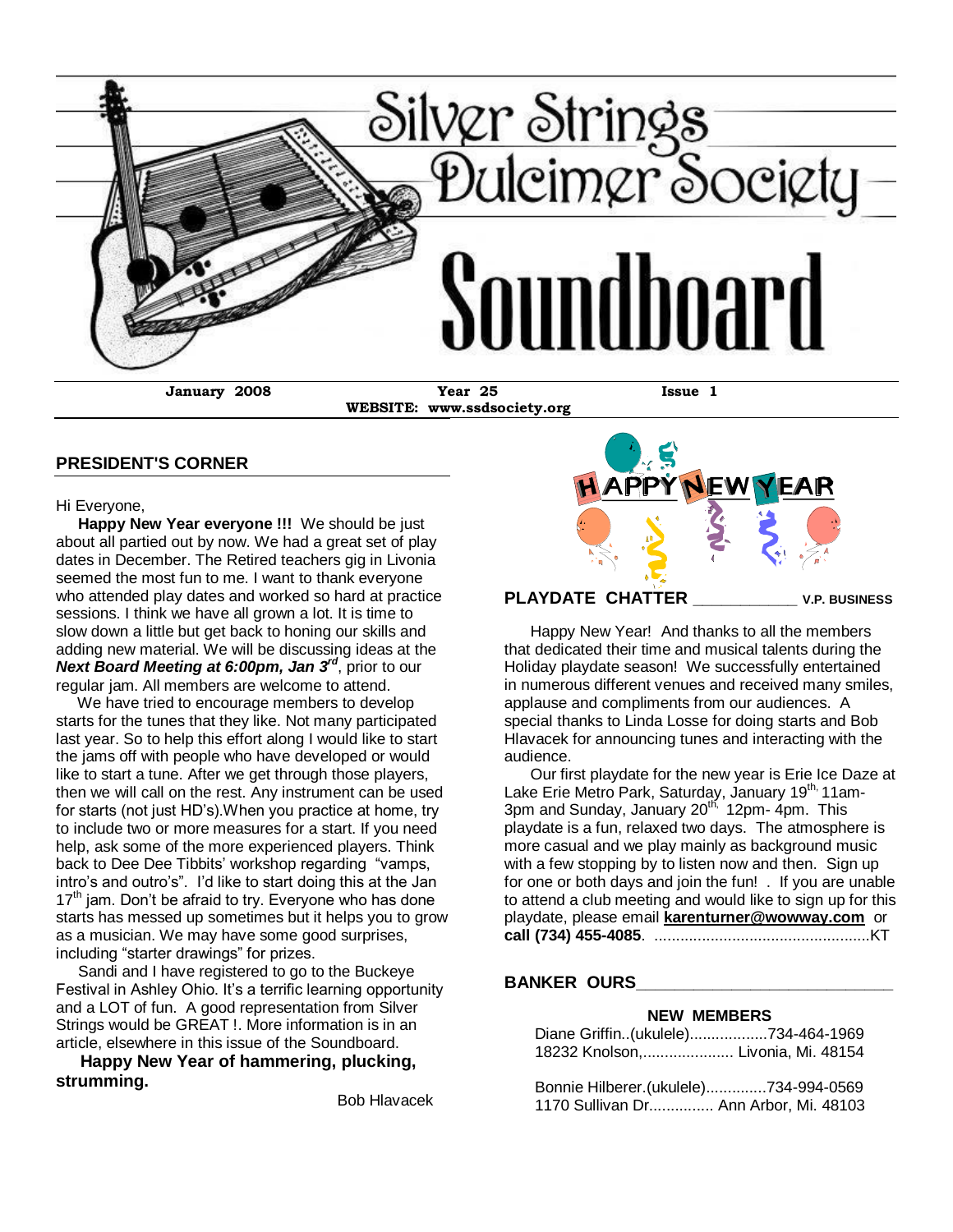# Silver Strings Dulcimer Society Soundboard

**January 2008** **Year 25** **Issue 1**

**WEBSITE: www.ssdsociety.org**

## PRESIDENT'S CORNER

Hi Everyone,

**Happy New Year everyone !!!** We should be just about all partied out by now. We had a great set of play dates in December. The Retired teachers gig in Livonia seemed the most fun to me. I want to thank everyone who attended play dates and worked so hard at practice sessions. I think we have all grown a lot. It is time to slow down a little but get back to honing our skills and adding new material. We will be discussing ideas at the ***Next Board Meeting at 6:00pm, Jan 3rd***, prior to our regular jam. All members are welcome to attend.

We have tried to encourage members to develop starts for the tunes that they like. Not many participated last year. So to help this effort along I would like to start the jams off with people who have developed or would like to start a tune. After we get through those players, then we will call on the rest. Any instrument can be used for starts (not just HD's).When you practice at home, try to include two or more measures for a start. If you need help, ask some of the more experienced players. Think back to Dee Dee Tibbits' workshop regarding "vamps, intro's and outro's". I'd like to start doing this at the Jan 17th jam. Don't be afraid to try. Everyone who has done starts has messed up sometimes but it helps you to grow as a musician. We may have some good surprises, including "starter drawings" for prizes.

Sandi and I have registered to go to the Buckeye Festival in Ashley Ohio. It's a terrific learning opportunity and a LOT of fun. A good representation from Silver Strings would be GREAT !. More information is in an article, elsewhere in this issue of the Soundboard.

**Happy New Year of hammering, plucking, strumming.**

Bob Hlavacek

## PLAYDATE CHATTER ____________ V.P. BUSINESS

Happy New Year! And thanks to all the members that dedicated their time and musical talents during the Holiday playdate season! We successfully entertained in numerous different venues and received many smiles, applause and compliments from our audiences. A special thanks to Linda Losse for doing starts and Bob Hlavacek for announcing tunes and interacting with the audience.

Our first playdate for the new year is Erie Ice Daze at Lake Erie Metro Park, Saturday, January 19th, 11am-3pm and Sunday, January 20th, 12pm- 4pm. This playdate is a fun, relaxed two days. The atmosphere is more casual and we play mainly as background music with a few stopping by to listen now and then. Sign up for one or both days and join the fun! . If you are unable to attend a club meeting and would like to sign up for this playdate, please email **karenturner@wowway.com** or **call (734) 455-4085**. ..................................................KT

## BANKER OURS____________________________

### NEW MEMBERS

Diane Griffin..(ukulele)..................734-464-1969
18232 Knolson,...................... Livonia, Mi. 48154

Bonnie Hilberer.(ukulele)..............734-994-0569
1170 Sullivan Dr............... Ann Arbor, Mi. 48103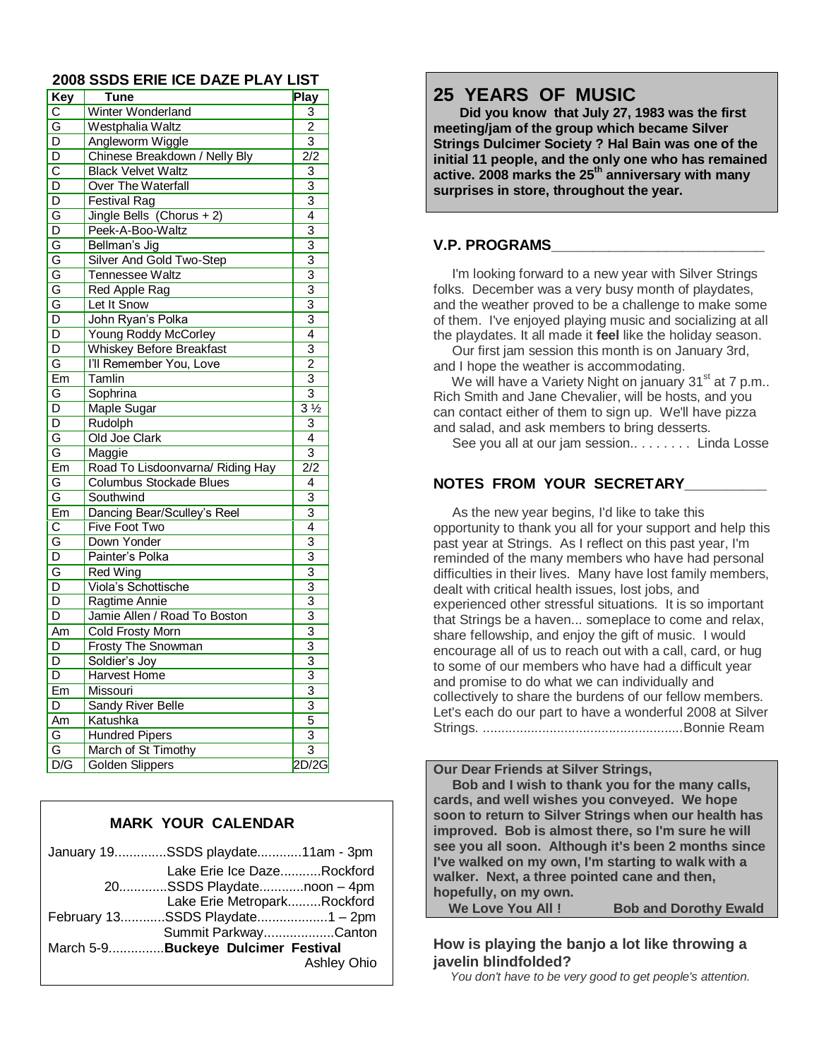## 2008 SSDS ERIE ICE DAZE PLAY LIST

| Key | Tune | Play |
|---|---|---|
| C | Winter Wonderland | 3 |
| G | Westphalia Waltz | 2 |
| D | Angleworm Wiggle | 3 |
| D | Chinese Breakdown / Nelly Bly | 2/2 |
| C | Black Velvet Waltz | 3 |
| D | Over The Waterfall | 3 |
| D | Festival Rag | 3 |
| G | Jingle Bells (Chorus + 2) | 4 |
| D | Peek-A-Boo-Waltz | 3 |
| G | Bellman's Jig | 3 |
| G | Silver And Gold Two-Step | 3 |
| G | Tennessee Waltz | 3 |
| G | Red Apple Rag | 3 |
| G | Let It Snow | 3 |
| D | John Ryan's Polka | 3 |
| D | Young Roddy McCorley | 4 |
| D | Whiskey Before Breakfast | 3 |
| G | I'll Remember You, Love | 2 |
| Em | Tamlin | 3 |
| G | Sophrina | 3 |
| D | Maple Sugar | 3 ½ |
| D | Rudolph | 3 |
| G | Old Joe Clark | 4 |
| G | Maggie | 3 |
| Em | Road To Lisdoonvarna/ Riding Hay | 2/2 |
| G | Columbus Stockade Blues | 4 |
| G | Southwind | 3 |
| Em | Dancing Bear/Sculley's Reel | 3 |
| C | Five Foot Two | 4 |
| G | Down Yonder | 3 |
| D | Painter's Polka | 3 |
| G | Red Wing | 3 |
| D | Viola's Schottische | 3 |
| D | Ragtime Annie | 3 |
| D | Jamie Allen / Road To Boston | 3 |
| Am | Cold Frosty Morn | 3 |
| D | Frosty The Snowman | 3 |
| D | Soldier's Joy | 3 |
| D | Harvest Home | 3 |
| Em | Missouri | 3 |
| D | Sandy River Belle | 3 |
| Am | Katushka | 5 |
| G | Hundred Pipers | 3 |
| G | March of St Timothy | 3 |
| D/G | Golden Slippers | 2D/2G |

## MARK YOUR CALENDAR

January 19..............SSDS playdate............11am - 3pm
Lake Erie Ice Daze...........Rockford
20.............SSDS Playdate............noon – 4pm
Lake Erie Metropark.........Rockford
February 13............SSDS Playdate...................1 – 2pm
Summit Parkway..................Canton
March 5-9...............**Buckeye Dulcimer Festival**
Ashley Ohio

## 25 YEARS OF MUSIC

**Did you know that July 27, 1983 was the first meeting/jam of the group which became Silver Strings Dulcimer Society ? Hal Bain was one of the initial 11 people, and the only one who has remained active. 2008 marks the 25th anniversary with many surprises in store, throughout the year.**

## V.P. PROGRAMS

I'm looking forward to a new year with Silver Strings folks. December was a very busy month of playdates, and the weather proved to be a challenge to make some of them. I've enjoyed playing music and socializing at all the playdates. It all made it **feel** like the holiday season.

Our first jam session this month is on January 3rd, and I hope the weather is accommodating.

We will have a Variety Night on january 31st at 7 p.m.. Rich Smith and Jane Chevalier, will be hosts, and you can contact either of them to sign up. We'll have pizza and salad, and ask members to bring desserts.

See you all at our jam session.. . . . . . . . Linda Losse

## NOTES FROM YOUR SECRETARY

As the new year begins, I'd like to take this opportunity to thank you all for your support and help this past year at Strings. As I reflect on this past year, I'm reminded of the many members who have had personal difficulties in their lives. Many have lost family members, dealt with critical health issues, lost jobs, and experienced other stressful situations. It is so important that Strings be a haven... someplace to come and relax, share fellowship, and enjoy the gift of music. I would encourage all of us to reach out with a call, card, or hug to some of our members who have had a difficult year and promise to do what we can individually and collectively to share the burdens of our fellow members. Let's each do our part to have a wonderful 2008 at Silver Strings. ......................................................Bonnie Ream

**Our Dear Friends at Silver Strings,**

**Bob and I wish to thank you for the many calls, cards, and well wishes you conveyed. We hope soon to return to Silver Strings when our health has improved. Bob is almost there, so I'm sure he will see you all soon. Although it's been 2 months since I've walked on my own, I'm starting to walk with a walker. Next, a three pointed cane and then, hopefully, on my own.**

**We Love You All !** **Bob and Dorothy Ewald**

### How is playing the banjo a lot like throwing a javelin blindfolded?

*You don't have to be very good to get people's attention.*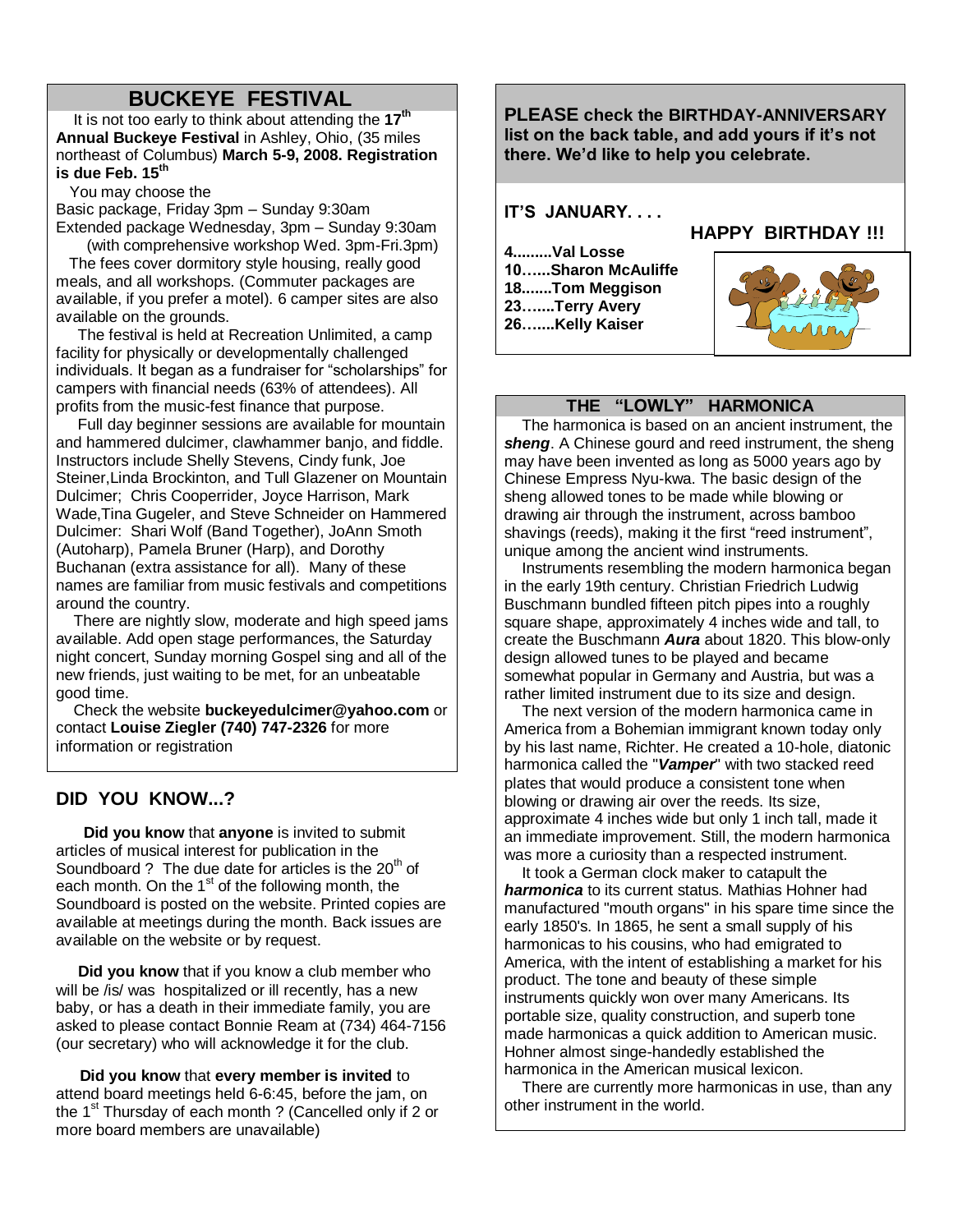## BUCKEYE FESTIVAL

It is not too early to think about attending the **17th Annual Buckeye Festival** in Ashley, Ohio, (35 miles northeast of Columbus) **March 5-9, 2008. Registration is due Feb. 15th**

You may choose the
Basic package, Friday 3pm – Sunday 9:30am
Extended package Wednesday, 3pm – Sunday 9:30am
(with comprehensive workshop Wed. 3pm-Fri.3pm)

The fees cover dormitory style housing, really good meals, and all workshops. (Commuter packages are available, if you prefer a motel). 6 camper sites are also available on the grounds.

The festival is held at Recreation Unlimited, a camp facility for physically or developmentally challenged individuals. It began as a fundraiser for "scholarships" for campers with financial needs (63% of attendees). All profits from the music-fest finance that purpose.

Full day beginner sessions are available for mountain and hammered dulcimer, clawhammer banjo, and fiddle. Instructors include Shelly Stevens, Cindy funk, Joe Steiner,Linda Brockinton, and Tull Glazener on Mountain Dulcimer; Chris Cooperrider, Joyce Harrison, Mark Wade,Tina Gugeler, and Steve Schneider on Hammered Dulcimer: Shari Wolf (Band Together), JoAnn Smoth (Autoharp), Pamela Bruner (Harp), and Dorothy Buchanan (extra assistance for all). Many of these names are familiar from music festivals and competitions around the country.

There are nightly slow, moderate and high speed jams available. Add open stage performances, the Saturday night concert, Sunday morning Gospel sing and all of the new friends, just waiting to be met, for an unbeatable good time.

Check the website **buckeyedulcimer@yahoo.com** or contact **Louise Ziegler (740) 747-2326** for more information or registration

## DID YOU KNOW...?

**Did you know** that **anyone** is invited to submit articles of musical interest for publication in the Soundboard ? The due date for articles is the 20th of each month. On the 1st of the following month, the Soundboard is posted on the website. Printed copies are available at meetings during the month. Back issues are available on the website or by request.

**Did you know** that if you know a club member who will be /is/ was hospitalized or ill recently, has a new baby, or has a death in their immediate family, you are asked to please contact Bonnie Ream at (734) 464-7156 (our secretary) who will acknowledge it for the club.

**Did you know** that **every member is invited** to attend board meetings held 6-6:45, before the jam, on the 1st Thursday of each month ? (Cancelled only if 2 or more board members are unavailable)

**PLEASE check the BIRTHDAY-ANNIVERSARY list on the back table, and add yours if it's not there. We'd like to help you celebrate.**

**IT'S JANUARY. . . .**

**HAPPY BIRTHDAY !!!**

**4.........Val Losse**
**10……Sharon McAuliffe**
**18.......Tom Meggison**
**23…....Terry Avery**
**26…....Kelly Kaiser**

## THE "LOWLY" HARMONICA

The harmonica is based on an ancient instrument, the ***sheng***. A Chinese gourd and reed instrument, the sheng may have been invented as long as 5000 years ago by Chinese Empress Nyu-kwa. The basic design of the sheng allowed tones to be made while blowing or drawing air through the instrument, across bamboo shavings (reeds), making it the first "reed instrument", unique among the ancient wind instruments.

Instruments resembling the modern harmonica began in the early 19th century. Christian Friedrich Ludwig Buschmann bundled fifteen pitch pipes into a roughly square shape, approximately 4 inches wide and tall, to create the Buschmann ***Aura*** about 1820. This blow-only design allowed tunes to be played and became somewhat popular in Germany and Austria, but was a rather limited instrument due to its size and design.

The next version of the modern harmonica came in America from a Bohemian immigrant known today only by his last name, Richter. He created a 10-hole, diatonic harmonica called the "***Vamper***" with two stacked reed plates that would produce a consistent tone when blowing or drawing air over the reeds. Its size, approximate 4 inches wide but only 1 inch tall, made it an immediate improvement. Still, the modern harmonica was more a curiosity than a respected instrument.

It took a German clock maker to catapult the ***harmonica*** to its current status. Mathias Hohner had manufactured "mouth organs" in his spare time since the early 1850's. In 1865, he sent a small supply of his harmonicas to his cousins, who had emigrated to America, with the intent of establishing a market for his product. The tone and beauty of these simple instruments quickly won over many Americans. Its portable size, quality construction, and superb tone made harmonicas a quick addition to American music. Hohner almost singe-handedly established the harmonica in the American musical lexicon.

There are currently more harmonicas in use, than any other instrument in the world.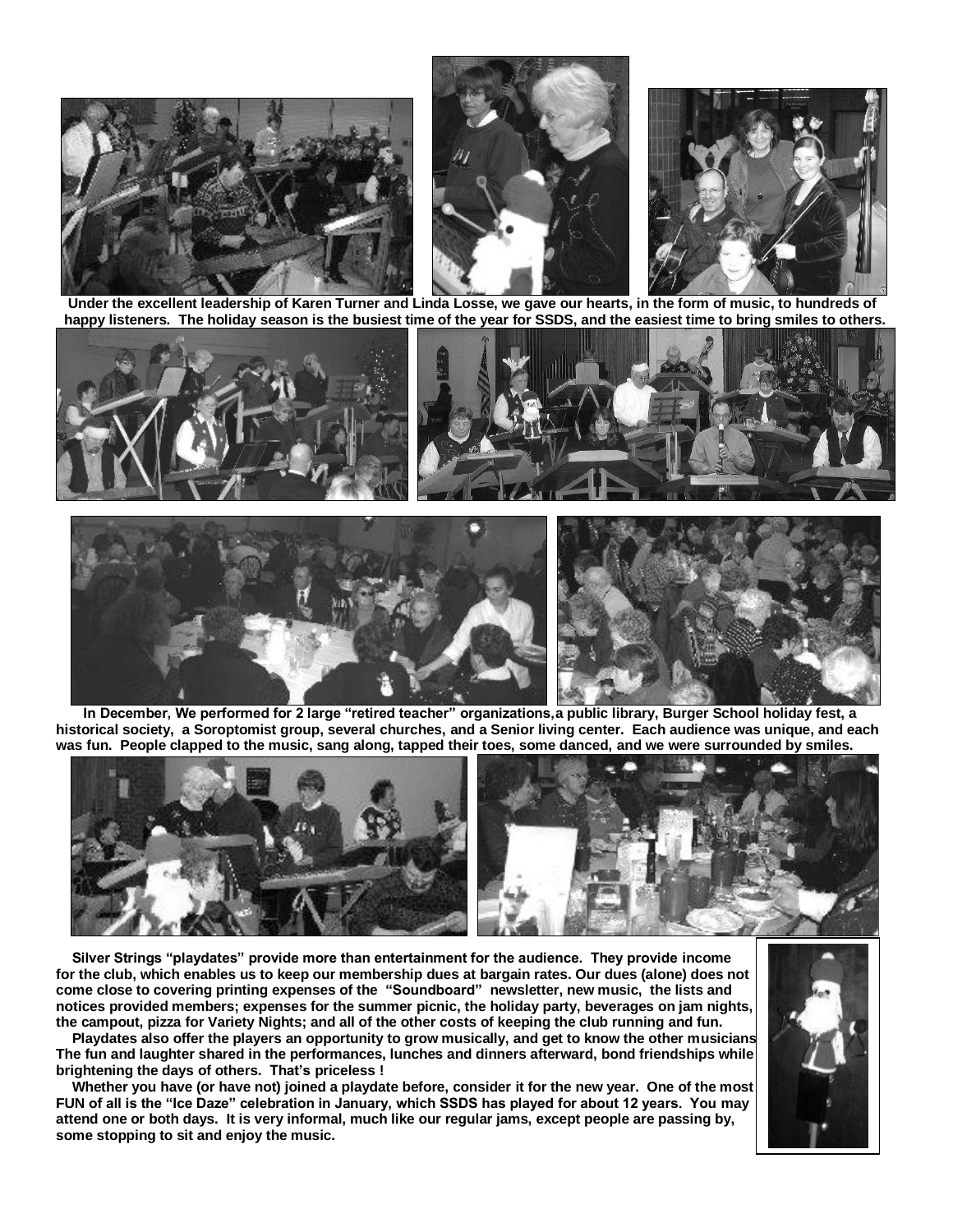**Under the excellent leadership of Karen Turner and Linda Losse, we gave our hearts, in the form of music, to hundreds of happy listeners. The holiday season is the busiest time of the year for SSDS, and the easiest time to bring smiles to others.**

**In December, We performed for 2 large "retired teacher" organizations, a public library, Burger School holiday fest, a historical society, a Soroptomist group, several churches, and a Senior living center. Each audience was unique, and each was fun. People clapped to the music, sang along, tapped their toes, some danced, and we were surrounded by smiles.**

**Silver Strings "playdates" provide more than entertainment for the audience. They provide income for the club, which enables us to keep our membership dues at bargain rates. Our dues (alone) does not come close to covering printing expenses of the "Soundboard" newsletter, new music, the lists and notices provided members; expenses for the summer picnic, the holiday party, beverages on jam nights, the campout, pizza for Variety Nights; and all of the other costs of keeping the club running and fun.**

**Playdates also offer the players an opportunity to grow musically, and get to know the other musicians The fun and laughter shared in the performances, lunches and dinners afterward, bond friendships while brightening the days of others. That's priceless !**

**Whether you have (or have not) joined a playdate before, consider it for the new year. One of the most FUN of all is the "Ice Daze" celebration in January, which SSDS has played for about 12 years. You may attend one or both days. It is very informal, much like our regular jams, except people are passing by, some stopping to sit and enjoy the music.**